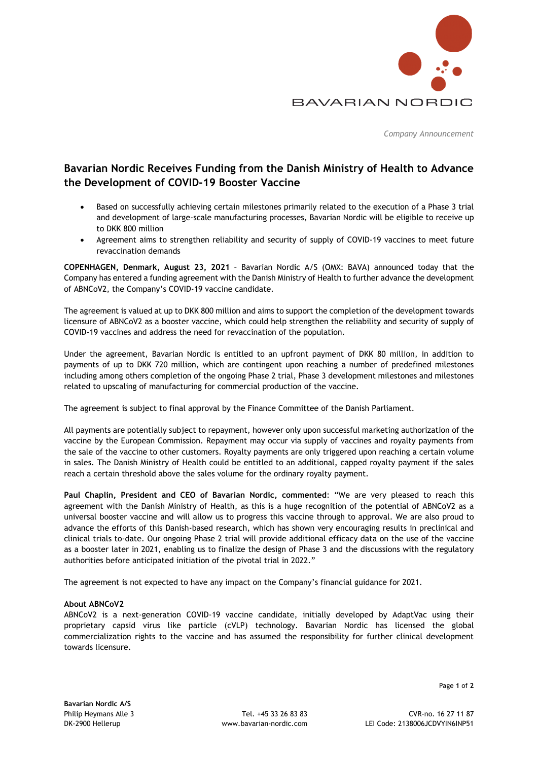*Company Announcement*

# Bavarian Nordic Receives Funding from the Danish Ministry of Health to Advance the Development of COVID-19 Booster Vaccine

- Based on successfully achieving certain milestones primarily related to the execution of a Phase 3 trial and development of large-scale manufacturing processes, Bavarian Nordic will be eligible to receive up to DKK 800 million
- Agreement aims to strengthen reliability and security of supply of COVID-19 vaccines to meet future revaccination demands

**COPENHAGEN, Denmark, August 23, 2021** – Bavarian Nordic A/S (OMX: BAVA) announced today that the Company has entered a funding agreement with the Danish Ministry of Health to further advance the development of ABNCoV2, the Company's COVID-19 vaccine candidate.

The agreement is valued at up to DKK 800 million and aims to support the completion of the development towards licensure of ABNCoV2 as a booster vaccine, which could help strengthen the reliability and security of supply of COVID-19 vaccines and address the need for revaccination of the population.

Under the agreement, Bavarian Nordic is entitled to an upfront payment of DKK 80 million, in addition to payments of up to DKK 720 million, which are contingent upon reaching a number of predefined milestones including among others completion of the ongoing Phase 2 trial, Phase 3 development milestones and milestones related to upscaling of manufacturing for commercial production of the vaccine.

The agreement is subject to final approval by the Finance Committee of the Danish Parliament.

All payments are potentially subject to repayment, however only upon successful marketing authorization of the vaccine by the European Commission. Repayment may occur via supply of vaccines and royalty payments from the sale of the vaccine to other customers. Royalty payments are only triggered upon reaching a certain volume in sales. The Danish Ministry of Health could be entitled to an additional, capped royalty payment if the sales reach a certain threshold above the sales volume for the ordinary royalty payment.

**Paul Chaplin, President and CEO of Bavarian Nordic, commented**: "We are very pleased to reach this agreement with the Danish Ministry of Health, as this is a huge recognition of the potential of ABNCoV2 as a universal booster vaccine and will allow us to progress this vaccine through to approval. We are also proud to advance the efforts of this Danish-based research, which has shown very encouraging results in preclinical and clinical trials to-date. Our ongoing Phase 2 trial will provide additional efficacy data on the use of the vaccine as a booster later in 2021, enabling us to finalize the design of Phase 3 and the discussions with the regulatory authorities before anticipated initiation of the pivotal trial in 2022."

The agreement is not expected to have any impact on the Company's financial guidance for 2021.

**About ABNCoV2**

ABNCoV2 is a next-generation COVID-19 vaccine candidate, initially developed by AdaptVac using their proprietary capsid virus like particle (cVLP) technology. Bavarian Nordic has licensed the global commercialization rights to the vaccine and has assumed the responsibility for further clinical development towards licensure.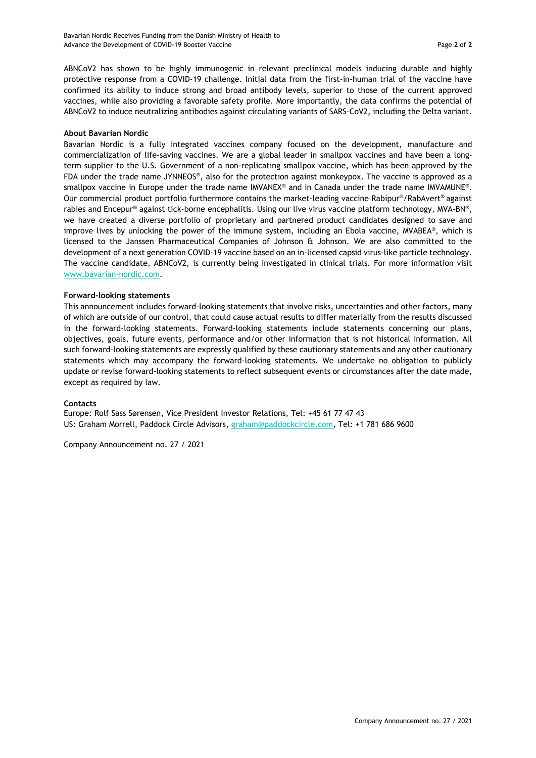ABNCoV2 has shown to be highly immunogenic in relevant preclinical models inducing durable and highly protective response from a COVID-19 challenge. Initial data from the first-in-human trial of the vaccine have confirmed its ability to induce strong and broad antibody levels, superior to those of the current approved vaccines, while also providing a favorable safety profile. More importantly, the data confirms the potential of ABNCoV2 to induce neutralizing antibodies against circulating variants of SARS-CoV2, including the Delta variant.

**About Bavarian Nordic**

Bavarian Nordic is a fully integrated vaccines company focused on the development, manufacture and commercialization of life-saving vaccines. We are a global leader in smallpox vaccines and have been a long-term supplier to the U.S. Government of a non-replicating smallpox vaccine, which has been approved by the FDA under the trade name JYNNEOS®, also for the protection against monkeypox. The vaccine is approved as a smallpox vaccine in Europe under the trade name IMVANEX® and in Canada under the trade name IMVAMUNE®. Our commercial product portfolio furthermore contains the market-leading vaccine Rabipur®/RabAvert® against rabies and Encepur® against tick-borne encephalitis. Using our live virus vaccine platform technology, MVA-BN®, we have created a diverse portfolio of proprietary and partnered product candidates designed to save and improve lives by unlocking the power of the immune system, including an Ebola vaccine, MVABEA®, which is licensed to the Janssen Pharmaceutical Companies of Johnson & Johnson. We are also committed to the development of a next generation COVID-19 vaccine based on an in-licensed capsid virus-like particle technology. The vaccine candidate, ABNCoV2, is currently being investigated in clinical trials. For more information visit www.bavarian-nordic.com.

**Forward-looking statements**

This announcement includes forward-looking statements that involve risks, uncertainties and other factors, many of which are outside of our control, that could cause actual results to differ materially from the results discussed in the forward-looking statements. Forward-looking statements include statements concerning our plans, objectives, goals, future events, performance and/or other information that is not historical information. All such forward-looking statements are expressly qualified by these cautionary statements and any other cautionary statements which may accompany the forward-looking statements. We undertake no obligation to publicly update or revise forward-looking statements to reflect subsequent events or circumstances after the date made, except as required by law.

**Contacts**

Europe: Rolf Sass Sørensen, Vice President Investor Relations, Tel: +45 61 77 47 43
US: Graham Morrell, Paddock Circle Advisors, graham@paddockcircle.com, Tel: +1 781 686 9600

Company Announcement no. 27 / 2021